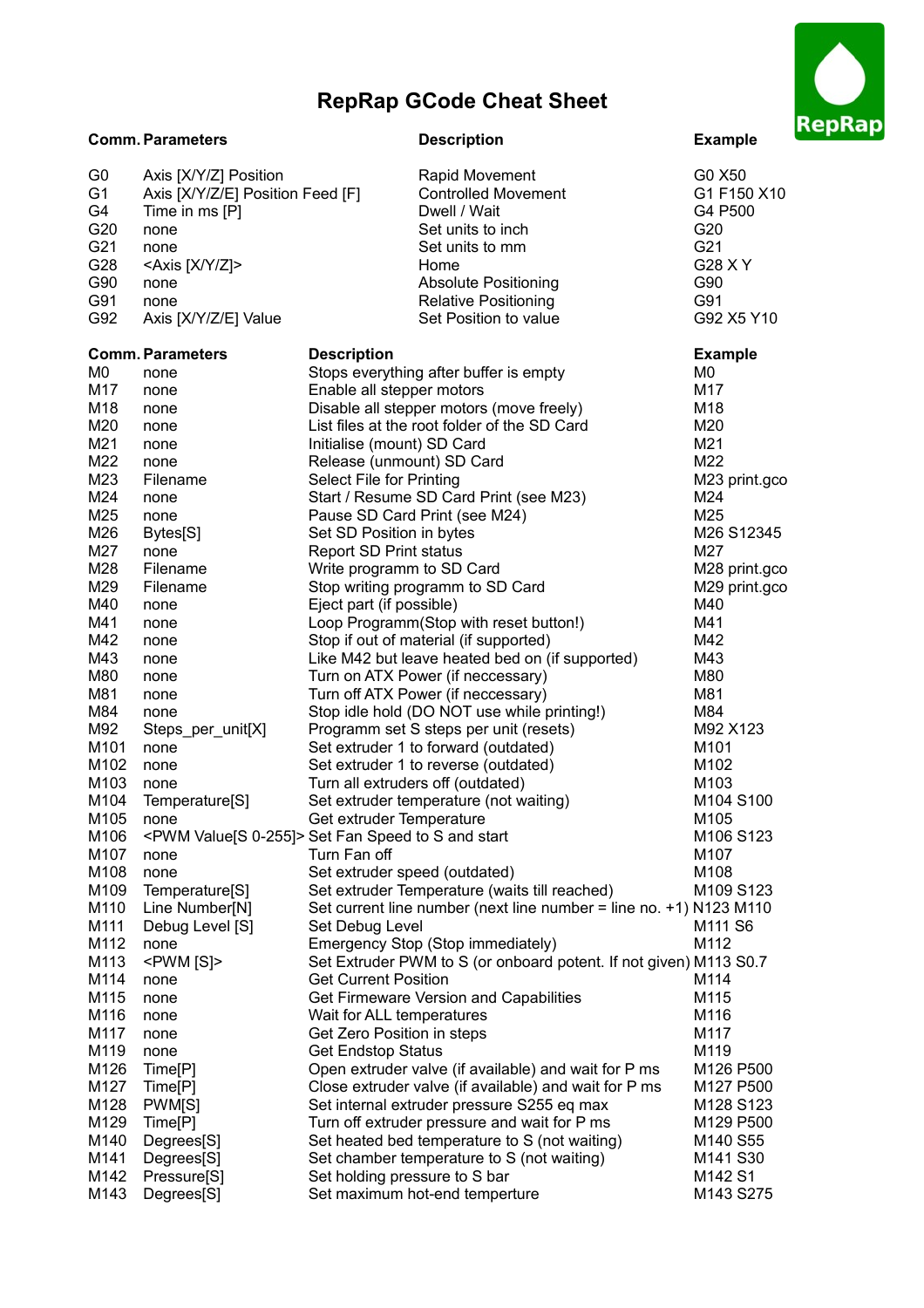# RepRap GCode Cheat Sheet

| Comm. | Parameters | Description | Example |
|---|---|---|---|
| G0 | Axis [X/Y/Z] Position | Rapid Movement | G0 X50 |
| G1 | Axis [X/Y/Z/E] Position Feed [F] | Controlled Movement | G1 F150 X10 |
| G4 | Time in ms [P] | Dwell / Wait | G4 P500 |
| G20 | none | Set units to inch | G20 |
| G21 | none | Set units to mm | G21 |
| G28 | <Axis [X/Y/Z]> | Home | G28 X Y |
| G90 | none | Absolute Positioning | G90 |
| G91 | none | Relative Positioning | G91 |
| G92 | Axis [X/Y/Z/E] Value | Set Position to value | G92 X5 Y10 |

| Comm. | Parameters | Description | Example |
|---|---|---|---|
| M0 | none | Stops everything after buffer is empty | M0 |
| M17 | none | Enable all stepper motors | M17 |
| M18 | none | Disable all stepper motors (move freely) | M18 |
| M20 | none | List files at the root folder of the SD Card | M20 |
| M21 | none | Initialise (mount) SD Card | M21 |
| M22 | none | Release (unmount) SD Card | M22 |
| M23 | Filename | Select File for Printing | M23 print.gco |
| M24 | none | Start / Resume SD Card Print (see M23) | M24 |
| M25 | none | Pause SD Card Print (see M24) | M25 |
| M26 | Bytes[S] | Set SD Position in bytes | M26 S12345 |
| M27 | none | Report SD Print status | M27 |
| M28 | Filename | Write programm to SD Card | M28 print.gco |
| M29 | Filename | Stop writing programm to SD Card | M29 print.gco |
| M40 | none | Eject part (if possible) | M40 |
| M41 | none | Loop Programm(Stop with reset button!) | M41 |
| M42 | none | Stop if out of material (if supported) | M42 |
| M43 | none | Like M42 but leave heated bed on (if supported) | M43 |
| M80 | none | Turn on ATX Power (if neccessary) | M80 |
| M81 | none | Turn off ATX Power (if neccessary) | M81 |
| M84 | none | Stop idle hold (DO NOT use while printing!) | M84 |
| M92 | Steps_per_unit[X] | Programm set S steps per unit (resets) | M92 X123 |
| M101 | none | Set extruder 1 to forward (outdated) | M101 |
| M102 | none | Set extruder 1 to reverse (outdated) | M102 |
| M103 | none | Turn all extruders off (outdated) | M103 |
| M104 | Temperature[S] | Set extruder temperature (not waiting) | M104 S100 |
| M105 | none | Get extruder Temperature | M105 |
| M106 | <PWM Value[S 0-255]> | Set Fan Speed to S and start | M106 S123 |
| M107 | none | Turn Fan off | M107 |
| M108 | none | Set extruder speed (outdated) | M108 |
| M109 | Temperature[S] | Set extruder Temperature (waits till reached) | M109 S123 |
| M110 | Line Number[N] | Set current line number (next line number = line no. +1) | N123 M110 |
| M111 | Debug Level [S] | Set Debug Level | M111 S6 |
| M112 | none | Emergency Stop (Stop immediately) | M112 |
| M113 | <PWM [S]> | Set Extruder PWM to S (or onboard potent. If not given) | M113 S0.7 |
| M114 | none | Get Current Position | M114 |
| M115 | none | Get Firmeware Version and Capabilities | M115 |
| M116 | none | Wait for ALL temperatures | M116 |
| M117 | none | Get Zero Position in steps | M117 |
| M119 | none | Get Endstop Status | M119 |
| M126 | Time[P] | Open extruder valve (if available) and wait for P ms | M126 P500 |
| M127 | Time[P] | Close extruder valve (if available) and wait for P ms | M127 P500 |
| M128 | PWM[S] | Set internal extruder pressure S255 eq max | M128 S123 |
| M129 | Time[P] | Turn off extruder pressure and wait for P ms | M129 P500 |
| M140 | Degrees[S] | Set heated bed temperature to S (not waiting) | M140 S55 |
| M141 | Degrees[S] | Set chamber temperature to S (not waiting) | M141 S30 |
| M142 | Pressure[S] | Set holding pressure to S bar | M142 S1 |
| M143 | Degrees[S] | Set maximum hot-end temperture | M143 S275 |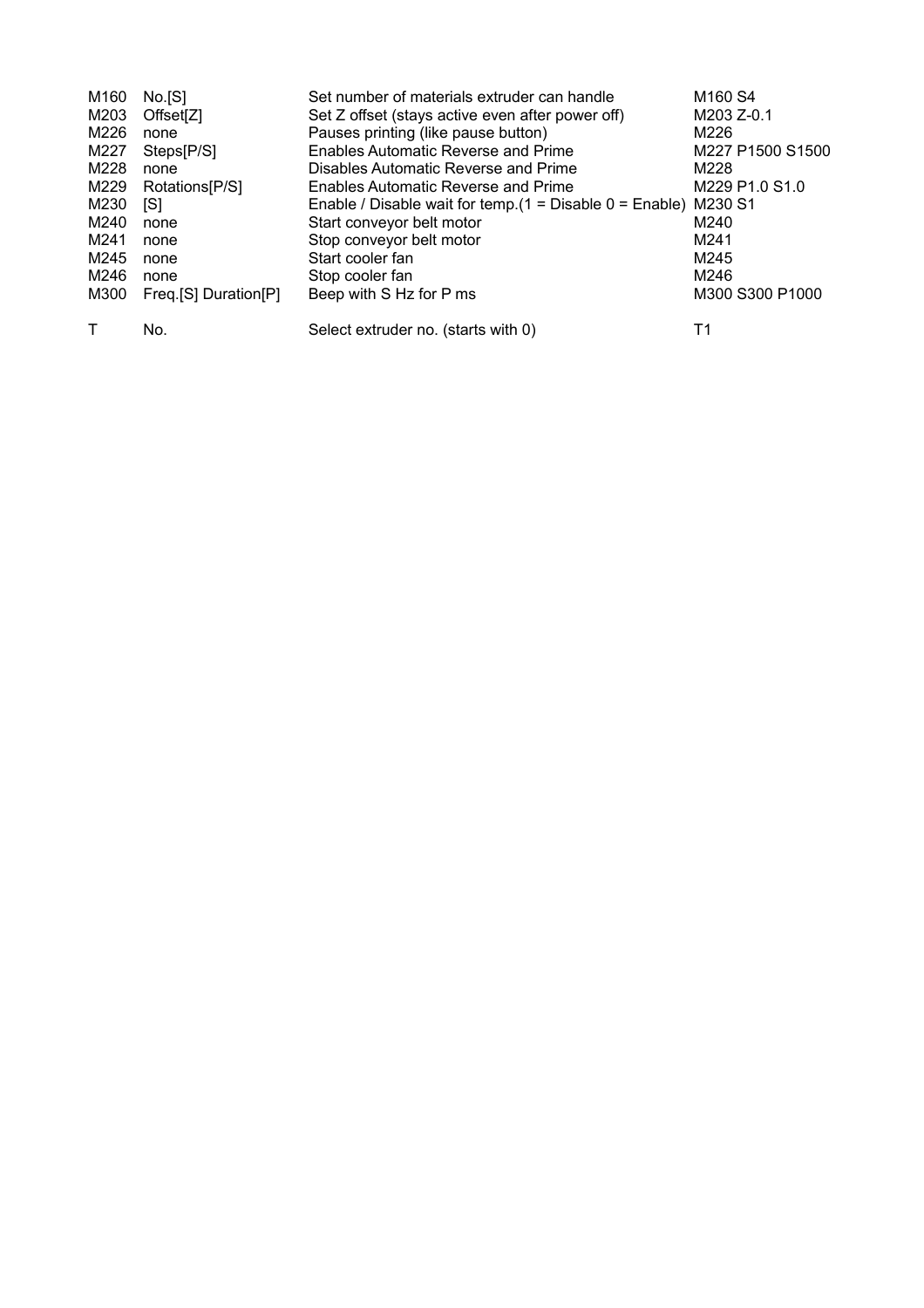| | | | |
|---|---|---|---|
| M160 | No.[S] | Set number of materials extruder can handle | M160 S4 |
| M203 | Offset[Z] | Set Z offset (stays active even after power off) | M203 Z-0.1 |
| M226 | none | Pauses printing (like pause button) | M226 |
| M227 | Steps[P/S] | Enables Automatic Reverse and Prime | M227 P1500 S1500 |
| M228 | none | Disables Automatic Reverse and Prime | M228 |
| M229 | Rotations[P/S] | Enables Automatic Reverse and Prime | M229 P1.0 S1.0 |
| M230 | [S] | Enable / Disable wait for temp.(1 = Disable 0 = Enable) | M230 S1 |
| M240 | none | Start conveyor belt motor | M240 |
| M241 | none | Stop conveyor belt motor | M241 |
| M245 | none | Start cooler fan | M245 |
| M246 | none | Stop cooler fan | M246 |
| M300 | Freq.[S] Duration[P] | Beep with S Hz for P ms | M300 S300 P1000 |
| | | | |
| T | No. | Select extruder no. (starts with 0) | T1 |